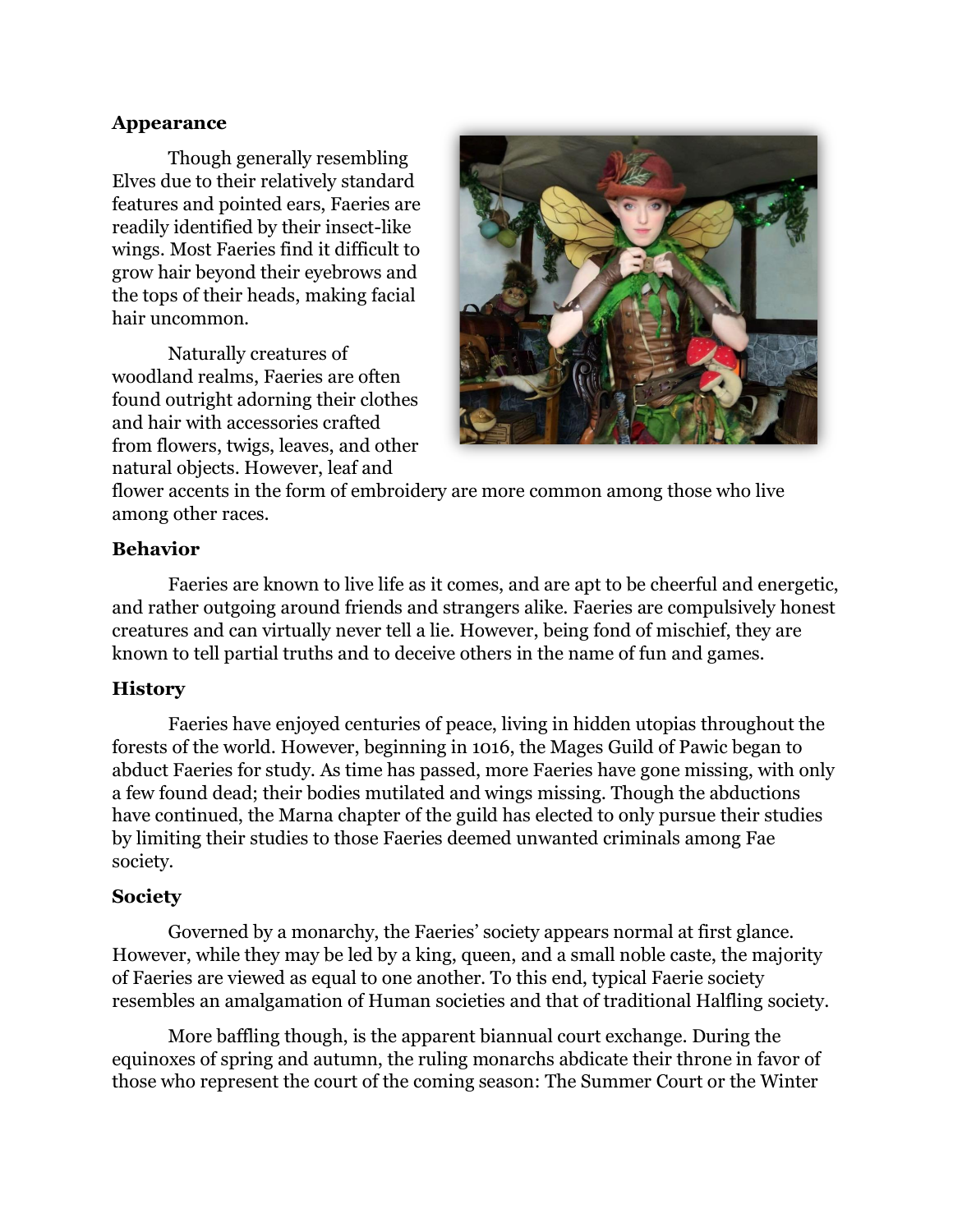## Appearance

Though generally resembling Elves due to their relatively standard features and pointed ears, Faeries are readily identified by their insect-like wings. Most Faeries find it difficult to grow hair beyond their eyebrows and the tops of their heads, making facial hair uncommon.

Naturally creatures of woodland realms, Faeries are often found outright adorning their clothes and hair with accessories crafted from flowers, twigs, leaves, and other natural objects. However, leaf and flower accents in the form of embroidery are more common among those who live among other races.

## Behavior

Faeries are known to live life as it comes, and are apt to be cheerful and energetic, and rather outgoing around friends and strangers alike. Faeries are compulsively honest creatures and can virtually never tell a lie. However, being fond of mischief, they are known to tell partial truths and to deceive others in the name of fun and games.

## History

Faeries have enjoyed centuries of peace, living in hidden utopias throughout the forests of the world. However, beginning in 1016, the Mages Guild of Pawic began to abduct Faeries for study. As time has passed, more Faeries have gone missing, with only a few found dead; their bodies mutilated and wings missing. Though the abductions have continued, the Marna chapter of the guild has elected to only pursue their studies by limiting their studies to those Faeries deemed unwanted criminals among Fae society.

## Society

Governed by a monarchy, the Faeries' society appears normal at first glance. However, while they may be led by a king, queen, and a small noble caste, the majority of Faeries are viewed as equal to one another. To this end, typical Faerie society resembles an amalgamation of Human societies and that of traditional Halfling society.

More baffling though, is the apparent biannual court exchange. During the equinoxes of spring and autumn, the ruling monarchs abdicate their throne in favor of those who represent the court of the coming season: The Summer Court or the Winter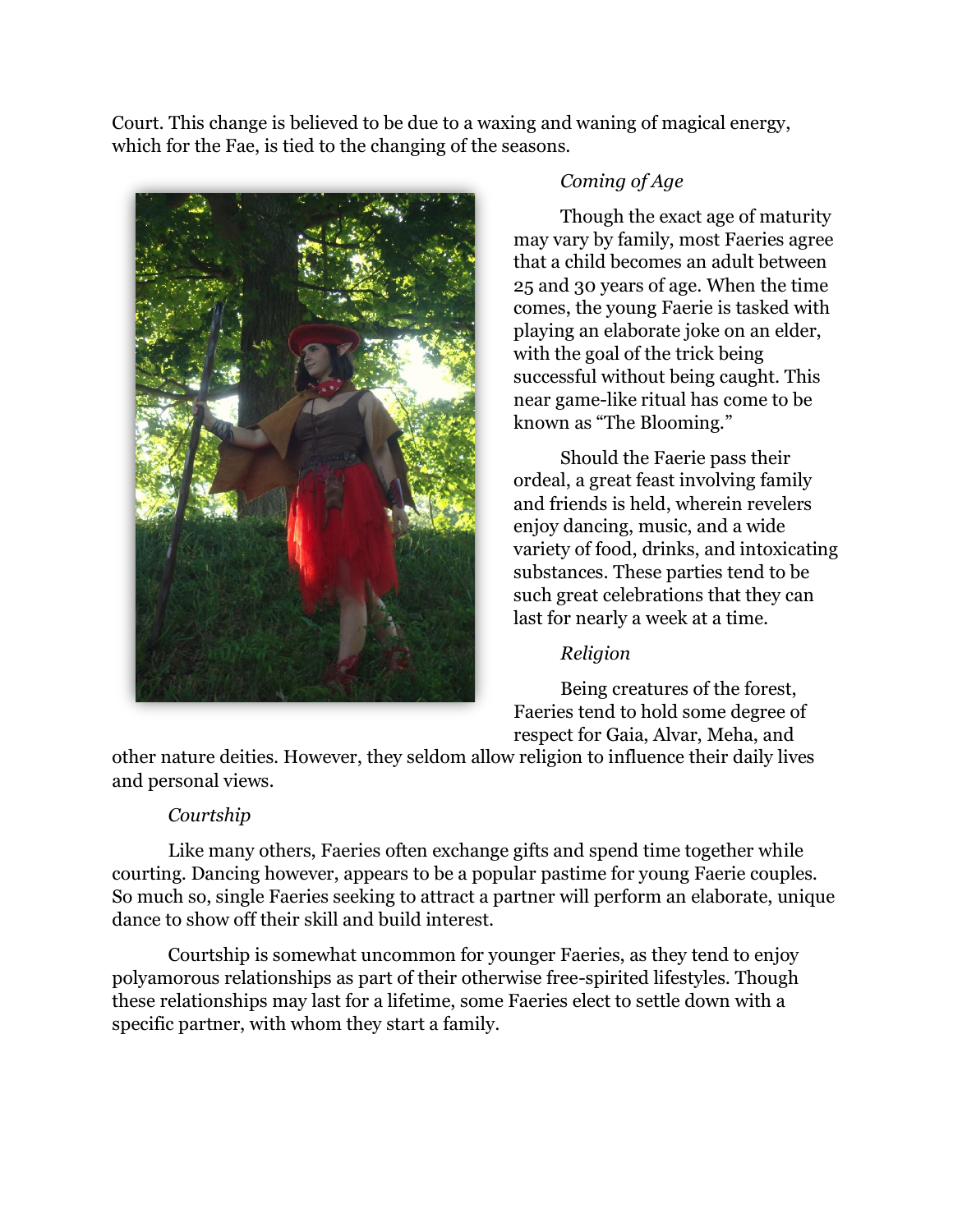Court. This change is believed to be due to a waxing and waning of magical energy, which for the Fae, is tied to the changing of the seasons.

*Coming of Age*

Though the exact age of maturity may vary by family, most Faeries agree that a child becomes an adult between 25 and 30 years of age. When the time comes, the young Faerie is tasked with playing an elaborate joke on an elder, with the goal of the trick being successful without being caught. This near game-like ritual has come to be known as "The Blooming."

Should the Faerie pass their ordeal, a great feast involving family and friends is held, wherein revelers enjoy dancing, music, and a wide variety of food, drinks, and intoxicating substances. These parties tend to be such great celebrations that they can last for nearly a week at a time.

*Religion*

Being creatures of the forest, Faeries tend to hold some degree of respect for Gaia, Alvar, Meha, and other nature deities. However, they seldom allow religion to influence their daily lives and personal views.

*Courtship*

Like many others, Faeries often exchange gifts and spend time together while courting. Dancing however, appears to be a popular pastime for young Faerie couples. So much so, single Faeries seeking to attract a partner will perform an elaborate, unique dance to show off their skill and build interest.

Courtship is somewhat uncommon for younger Faeries, as they tend to enjoy polyamorous relationships as part of their otherwise free-spirited lifestyles. Though these relationships may last for a lifetime, some Faeries elect to settle down with a specific partner, with whom they start a family.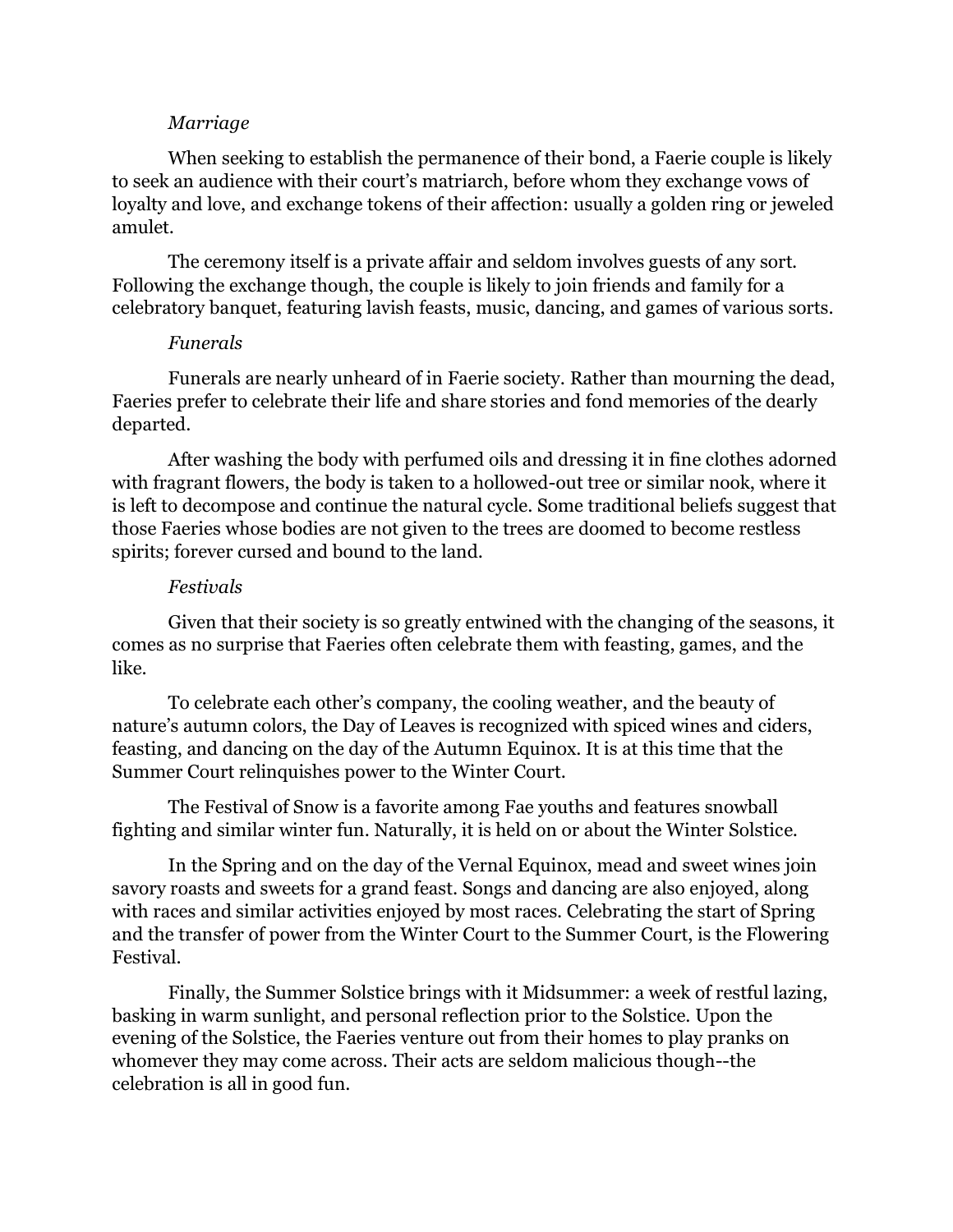*Marriage*

When seeking to establish the permanence of their bond, a Faerie couple is likely to seek an audience with their court's matriarch, before whom they exchange vows of loyalty and love, and exchange tokens of their affection: usually a golden ring or jeweled amulet.

The ceremony itself is a private affair and seldom involves guests of any sort. Following the exchange though, the couple is likely to join friends and family for a celebratory banquet, featuring lavish feasts, music, dancing, and games of various sorts.

*Funerals*

Funerals are nearly unheard of in Faerie society. Rather than mourning the dead, Faeries prefer to celebrate their life and share stories and fond memories of the dearly departed.

After washing the body with perfumed oils and dressing it in fine clothes adorned with fragrant flowers, the body is taken to a hollowed-out tree or similar nook, where it is left to decompose and continue the natural cycle. Some traditional beliefs suggest that those Faeries whose bodies are not given to the trees are doomed to become restless spirits; forever cursed and bound to the land.

*Festivals*

Given that their society is so greatly entwined with the changing of the seasons, it comes as no surprise that Faeries often celebrate them with feasting, games, and the like.

To celebrate each other's company, the cooling weather, and the beauty of nature's autumn colors, the Day of Leaves is recognized with spiced wines and ciders, feasting, and dancing on the day of the Autumn Equinox. It is at this time that the Summer Court relinquishes power to the Winter Court.

The Festival of Snow is a favorite among Fae youths and features snowball fighting and similar winter fun. Naturally, it is held on or about the Winter Solstice.

In the Spring and on the day of the Vernal Equinox, mead and sweet wines join savory roasts and sweets for a grand feast. Songs and dancing are also enjoyed, along with races and similar activities enjoyed by most races. Celebrating the start of Spring and the transfer of power from the Winter Court to the Summer Court, is the Flowering Festival.

Finally, the Summer Solstice brings with it Midsummer: a week of restful lazing, basking in warm sunlight, and personal reflection prior to the Solstice. Upon the evening of the Solstice, the Faeries venture out from their homes to play pranks on whomever they may come across. Their acts are seldom malicious though--the celebration is all in good fun.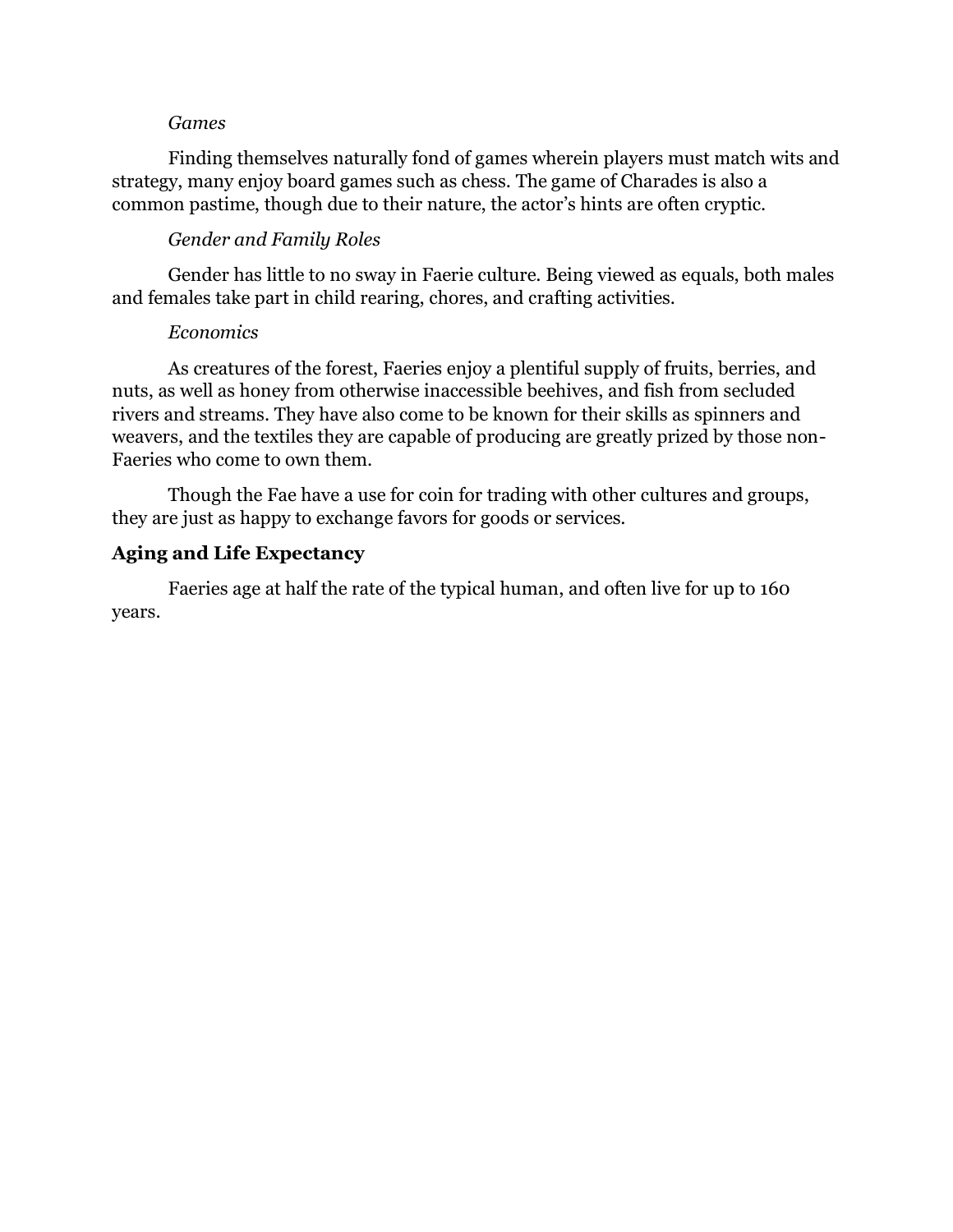#### *Games*

Finding themselves naturally fond of games wherein players must match wits and strategy, many enjoy board games such as chess. The game of Charades is also a common pastime, though due to their nature, the actor's hints are often cryptic.

#### *Gender and Family Roles*

Gender has little to no sway in Faerie culture. Being viewed as equals, both males and females take part in child rearing, chores, and crafting activities.

#### *Economics*

As creatures of the forest, Faeries enjoy a plentiful supply of fruits, berries, and nuts, as well as honey from otherwise inaccessible beehives, and fish from secluded rivers and streams. They have also come to be known for their skills as spinners and weavers, and the textiles they are capable of producing are greatly prized by those non-Faeries who come to own them.

Though the Fae have a use for coin for trading with other cultures and groups, they are just as happy to exchange favors for goods or services.

### Aging and Life Expectancy

Faeries age at half the rate of the typical human, and often live for up to 160 years.